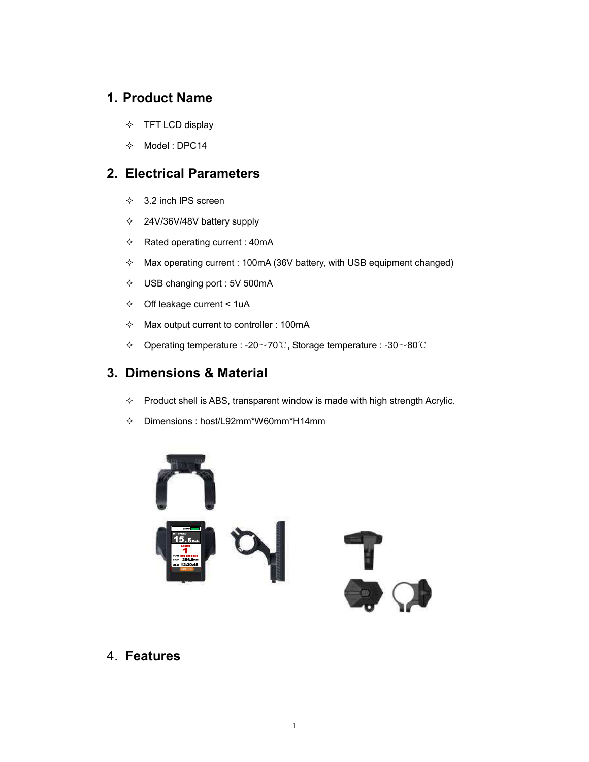## 1. Product Name

- ✧ TFT LCD display
- ✧ Model : DPC14

## 2. Electrical Parameters

- ✧ 3.2 inch IPS screen
- ✧ 24V/36V/48V battery supply
- ✧ Rated operating current : 40mA
- ✧ Max operating current : 100mA (36V battery, with USB equipment changed)
- ✧ USB changing port : 5V 500mA
- ✧ Off leakage current < 1uA
- ✧ Max output current to controller : 100mA
- ✧ Operating temperature : -20～70℃, Storage temperature : -30～80℃

## 3. Dimensions & Material

- ✧ Product shell is ABS, transparent window is made with high strength Acrylic.
- ✧ Dimensions : host/L92mm*W60mm*H14mm

## 4. Features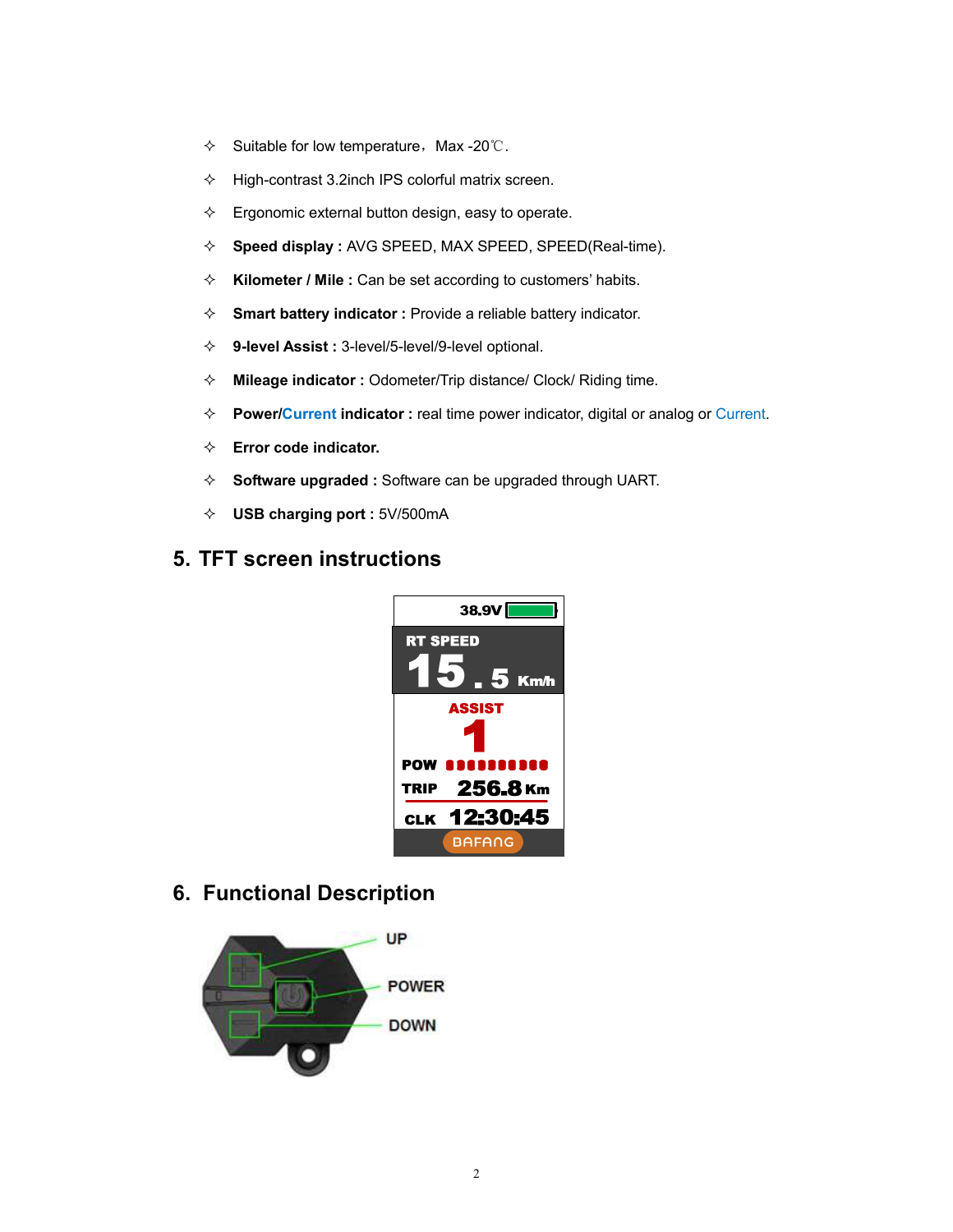- ✧ Suitable for low temperature，Max -20℃.
- ✧ High-contrast 3.2inch IPS colorful matrix screen.
- ✧ Ergonomic external button design, easy to operate.
- ✧ **Speed display :** AVG SPEED, MAX SPEED, SPEED(Real-time).
- ✧ **Kilometer / Mile :** Can be set according to customers' habits.
- ✧ **Smart battery indicator :** Provide a reliable battery indicator.
- ✧ **9-level Assist :** 3-level/5-level/9-level optional.
- ✧ **Mileage indicator :** Odometer/Trip distance/ Clock/ Riding time.
- ✧ **Power/Current indicator :** real time power indicator, digital or analog or Current.
- ✧ **Error code indicator.**
- ✧ **Software upgraded :** Software can be upgraded through UART.
- ✧ **USB charging port :** 5V/500mA

## 5. TFT screen instructions

38.9V

RT SPEED

15.5 Km/h

ASSIST

1

POW

TRIP 256.8 Km

CLK 12:30:45

BAFANG

## 6. Functional Description

UP

POWER

DOWN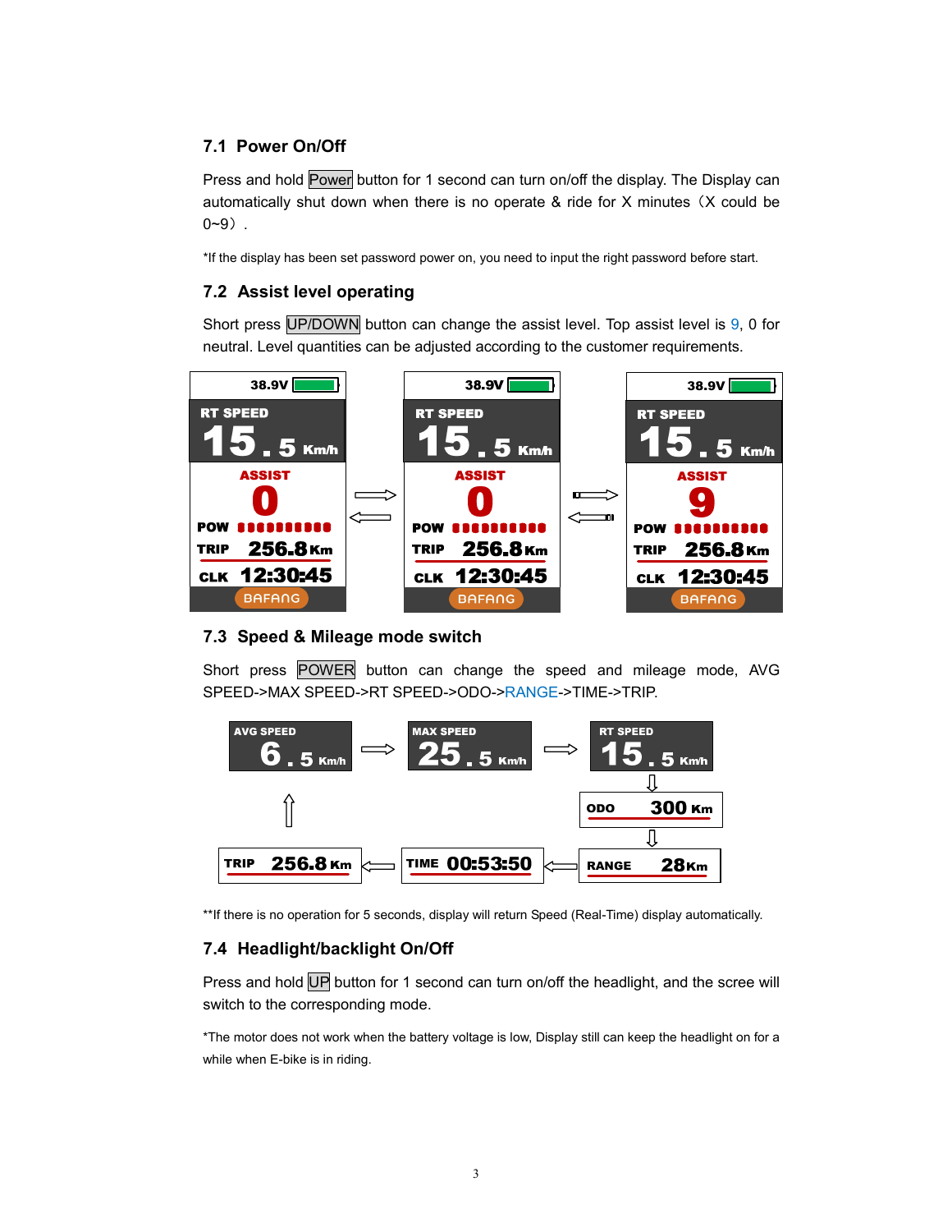## 7.1 Power On/Off

Press and hold Power button for 1 second can turn on/off the display. The Display can automatically shut down when there is no operate & ride for X minutes（X could be 0~9）.

*If the display has been set password power on, you need to input the right password before start.

## 7.2 Assist level operating

Short press UP/DOWN button can change the assist level. Top assist level is 9, 0 for neutral. Level quantities can be adjusted according to the customer requirements.

## 7.3 Speed & Mileage mode switch

Short press POWER button can change the speed and mileage mode, AVG SPEED->MAX SPEED->RT SPEED->ODO->RANGE->TIME->TRIP.

**If there is no operation for 5 seconds, display will return Speed (Real-Time) display automatically.

## 7.4 Headlight/backlight On/Off

Press and hold UP button for 1 second can turn on/off the headlight, and the scree will switch to the corresponding mode.

*The motor does not work when the battery voltage is low, Display still can keep the headlight on for a while when E-bike is in riding.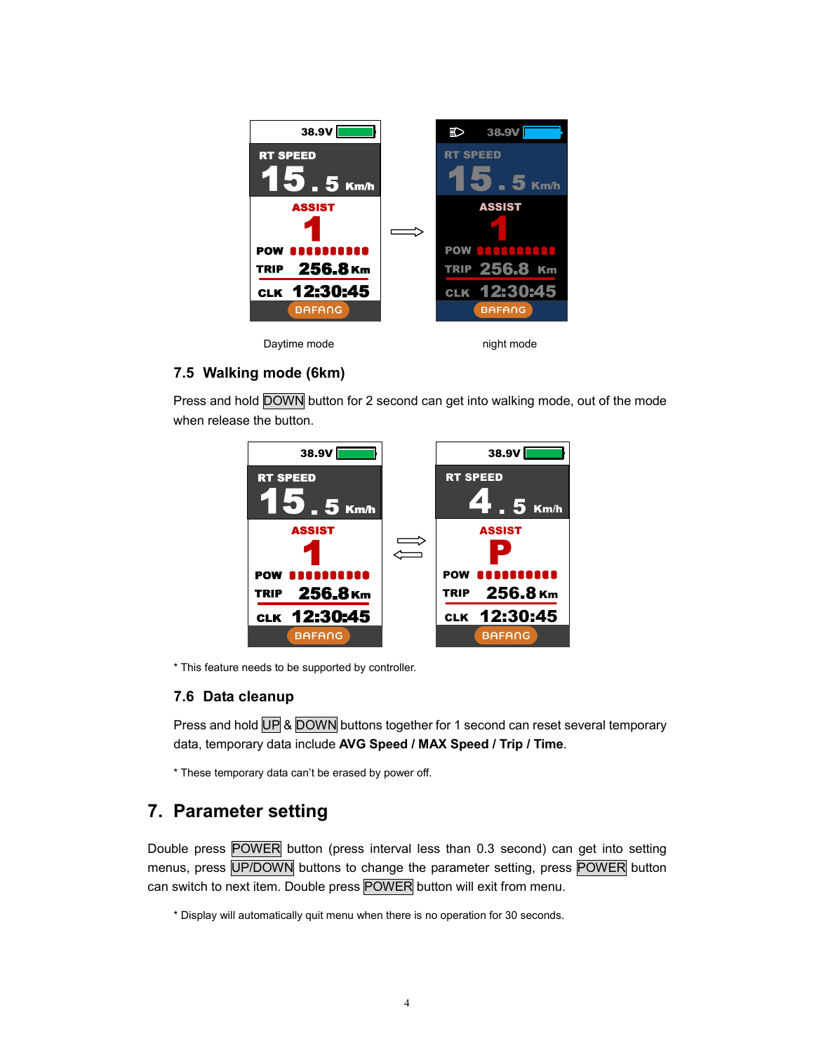Daytime mode night mode

### 7.5 Walking mode (6km)

Press and hold DOWN button for 2 second can get into walking mode, out of the mode when release the button.

\* This feature needs to be supported by controller.

### 7.6 Data cleanup

Press and hold UP & DOWN buttons together for 1 second can reset several temporary data, temporary data include **AVG Speed / MAX Speed / Trip / Time**.

\* These temporary data can't be erased by power off.

## 7. Parameter setting

Double press POWER button (press interval less than 0.3 second) can get into setting menus, press UP/DOWN buttons to change the parameter setting, press POWER button can switch to next item. Double press POWER button will exit from menu.

\* Display will automatically quit menu when there is no operation for 30 seconds.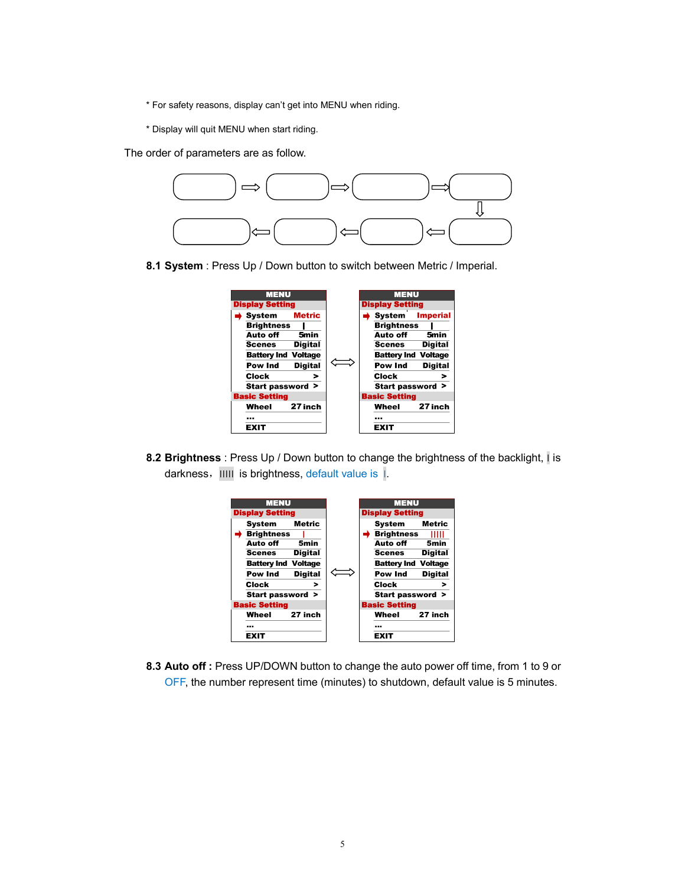* For safety reasons, display can't get into MENU when riding.

* Display will quit MENU when start riding.

The order of parameters are as follow.

**8.1 System** : Press Up / Down button to switch between Metric / Imperial.

| MENU | |
|---|---|
| **Display Setting** | |
| ➡ System | Metric |
| Brightness | I |
| Auto off | 5min |
| Scenes | Digital |
| Battery Ind | Voltage |
| Pow Ind | Digital |
| Clock | > |
| Start password | > |
| **Basic Setting** | |
| Wheel | 27 inch |
| ... | |
| EXIT | |

⟺

| MENU | |
|---|---|
| **Display Setting** | |
| ➡ System | Imperial |
| Brightness | I |
| Auto off | 5min |
| Scenes | Digital |
| Battery Ind | Voltage |
| Pow Ind | Digital |
| Clock | > |
| Start password | > |
| **Basic Setting** | |
| Wheel | 27 inch |
| ... | |
| EXIT | |

**8.2 Brightness** : Press Up / Down button to change the brightness of the backlight, I is darkness, IIIII is brightness, default value is I.

| MENU | |
|---|---|
| **Display Setting** | |
| System | Metric |
| ➡ Brightness | I |
| Auto off | 5min |
| Scenes | Digital |
| Battery Ind | Voltage |
| Pow Ind | Digital |
| Clock | > |
| Start password | > |
| **Basic Setting** | |
| Wheel | 27 inch |
| ... | |
| EXIT | |

⟺

| MENU | |
|---|---|
| **Display Setting** | |
| System | Metric |
| ➡ Brightness | IIIII |
| Auto off | 5min |
| Scenes | Digital |
| Battery Ind | Voltage |
| Pow Ind | Digital |
| Clock | > |
| Start password | > |
| **Basic Setting** | |
| Wheel | 27 inch |
| ... | |
| EXIT | |

**8.3 Auto off :** Press UP/DOWN button to change the auto power off time, from 1 to 9 or OFF, the number represent time (minutes) to shutdown, default value is 5 minutes.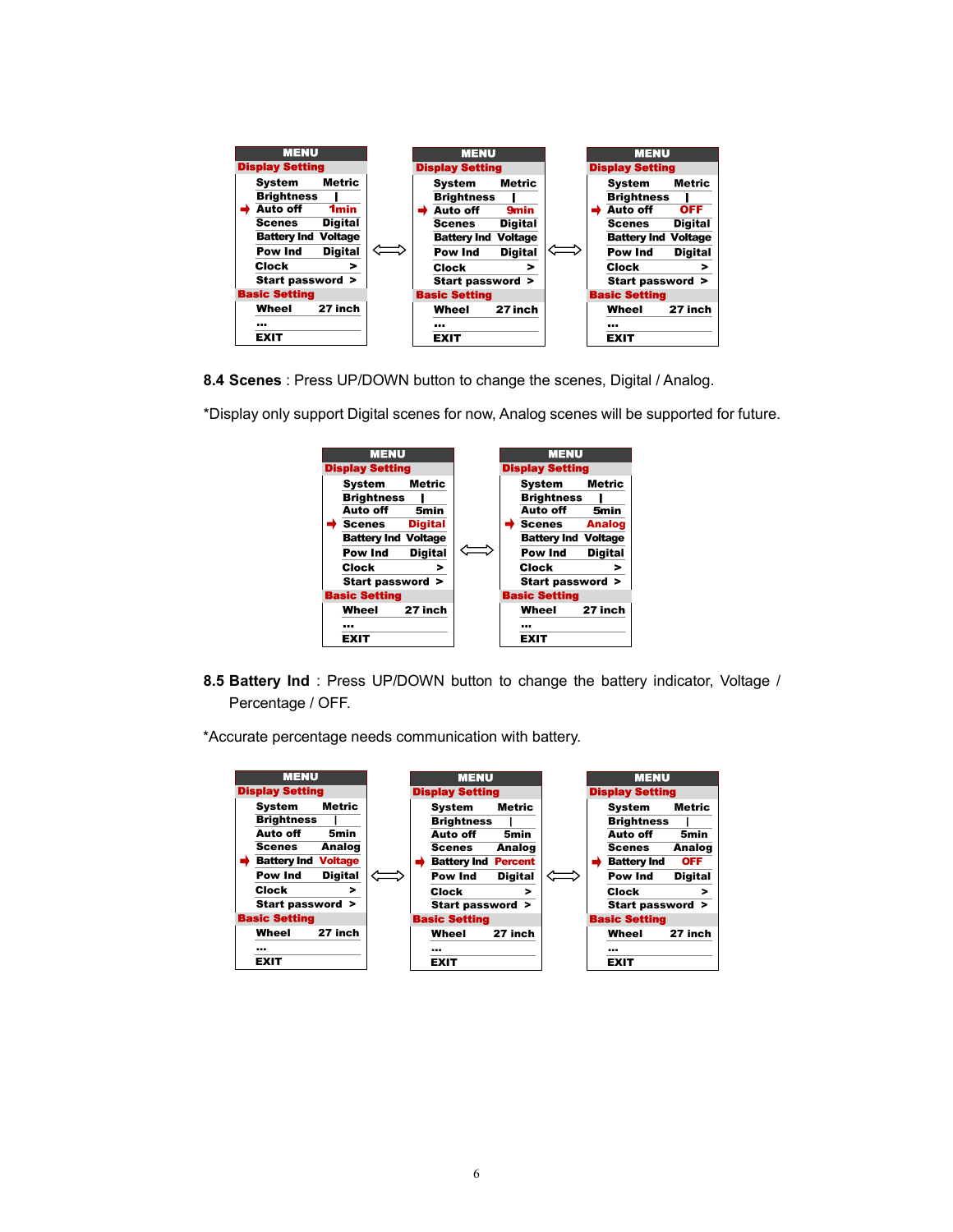| MENU | |
|---|---|
| **Display Setting** | |
| System | Metric |
| Brightness | I |
| ➡ Auto off | 1min |
| Scenes | Digital |
| Battery Ind | Voltage |
| Pow Ind | Digital |
| Clock | > |
| Start password | > |
| **Basic Setting** | |
| Wheel | 27 inch |
| ... | |
| EXIT | |

⟺

| MENU | |
|---|---|
| **Display Setting** | |
| System | Metric |
| Brightness | I |
| ➡ Auto off | 9min |
| Scenes | Digital |
| Battery Ind | Voltage |
| Pow Ind | Digital |
| Clock | > |
| Start password | > |
| **Basic Setting** | |
| Wheel | 27 inch |
| ... | |
| EXIT | |

⟺

| MENU | |
|---|---|
| **Display Setting** | |
| System | Metric |
| Brightness | I |
| ➡ Auto off | OFF |
| Scenes | Digital |
| Battery Ind | Voltage |
| Pow Ind | Digital |
| Clock | > |
| Start password | > |
| **Basic Setting** | |
| Wheel | 27 inch |
| ... | |
| EXIT | |

**8.4 Scenes** : Press UP/DOWN button to change the scenes, Digital / Analog.

*Display only support Digital scenes for now, Analog scenes will be supported for future.

| MENU | |
|---|---|
| **Display Setting** | |
| System | Metric |
| Brightness | I |
| Auto off | 5min |
| ➡ Scenes | Digital |
| Battery Ind | Voltage |
| Pow Ind | Digital |
| Clock | > |
| Start password | > |
| **Basic Setting** | |
| Wheel | 27 inch |
| ... | |
| EXIT | |

⟺

| MENU | |
|---|---|
| **Display Setting** | |
| System | Metric |
| Brightness | I |
| Auto off | 5min |
| ➡ Scenes | Analog |
| Battery Ind | Voltage |
| Pow Ind | Digital |
| Clock | > |
| Start password | > |
| **Basic Setting** | |
| Wheel | 27 inch |
| ... | |
| EXIT | |

**8.5 Battery Ind** : Press UP/DOWN button to change the battery indicator, Voltage / Percentage / OFF.

*Accurate percentage needs communication with battery.

| MENU | |
|---|---|
| **Display Setting** | |
| System | Metric |
| Brightness | I |
| Auto off | 5min |
| Scenes | Analog |
| ➡ Battery Ind | Voltage |
| Pow Ind | Digital |
| Clock | > |
| Start password | > |
| **Basic Setting** | |
| Wheel | 27 inch |
| ... | |
| EXIT | |

⟺

| MENU | |
|---|---|
| **Display Setting** | |
| System | Metric |
| Brightness | I |
| Auto off | 5min |
| Scenes | Analog |
| ➡ Battery Ind | Percent |
| Pow Ind | Digital |
| Clock | > |
| Start password | > |
| **Basic Setting** | |
| Wheel | 27 inch |
| ... | |
| EXIT | |

⟺

| MENU | |
|---|---|
| **Display Setting** | |
| System | Metric |
| Brightness | I |
| Auto off | 5min |
| Scenes | Analog |
| ➡ Battery Ind | OFF |
| Pow Ind | Digital |
| Clock | > |
| Start password | > |
| **Basic Setting** | |
| Wheel | 27 inch |
| ... | |
| EXIT | |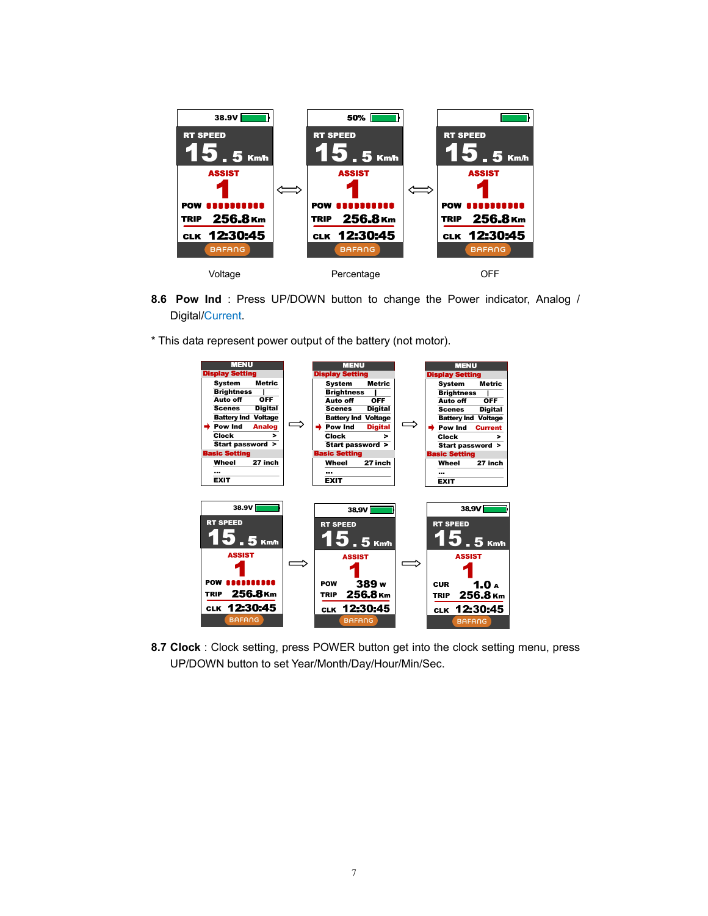Voltage　　　　Percentage　　　　OFF

**8.6 Pow Ind**：Press UP/DOWN button to change the Power indicator, Analog / Digital/Current.

* This data represent power output of the battery (not motor).

**8.7 Clock**：Clock setting, press POWER button get into the clock setting menu, press UP/DOWN button to set Year/Month/Day/Hour/Min/Sec.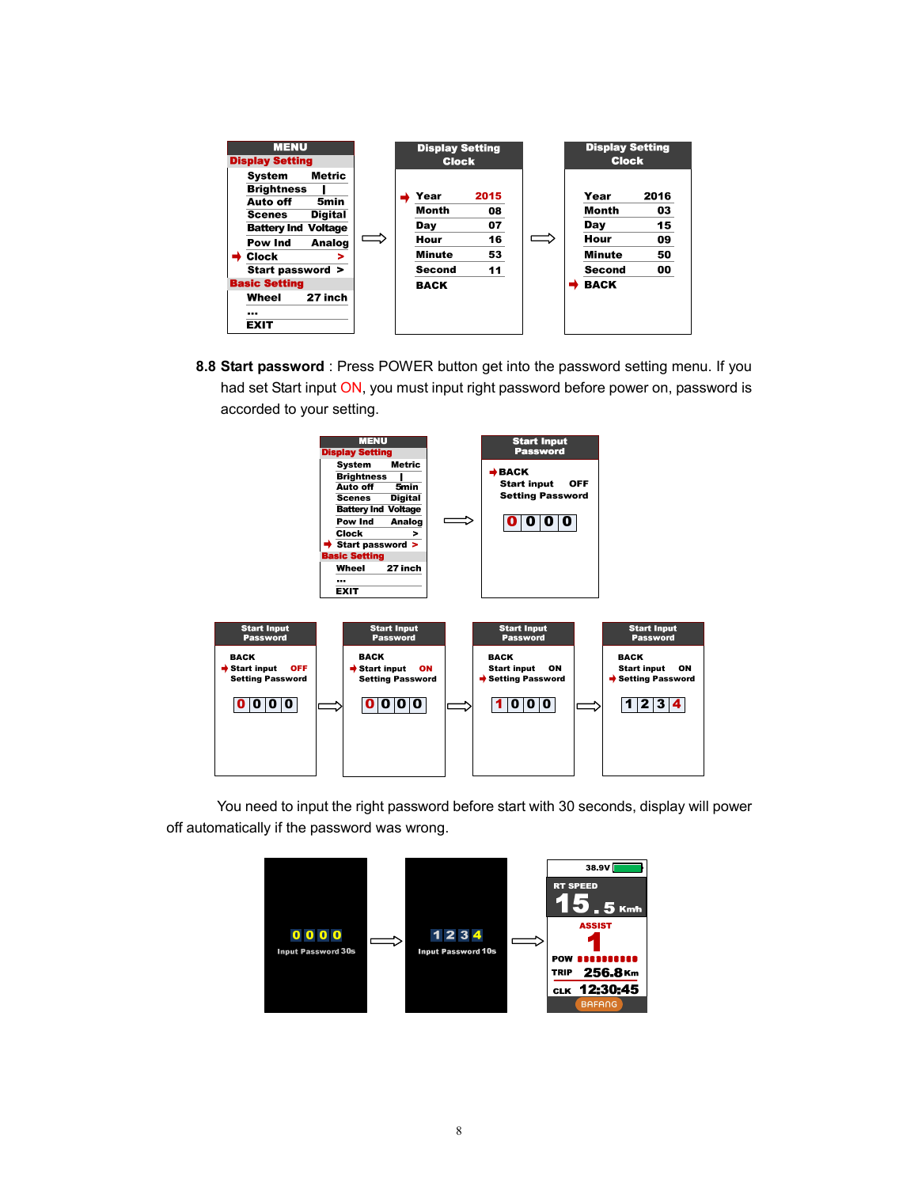| MENU | |
|---|---|
| **Display Setting** | |
| System | Metric |
| Brightness | I |
| Auto off | 5min |
| Scenes | Digital |
| Battery Ind | Voltage |
| Pow Ind | Analog |
| ➜ Clock | > |
| Start password | > |
| **Basic Setting** | |
| Wheel | 27 inch |
| ... | |
| EXIT | |

⟹

| Display Setting Clock | |
|---|---|
| ➜ Year | 2015 |
| Month | 08 |
| Day | 07 |
| Hour | 16 |
| Minute | 53 |
| Second | 11 |
| BACK | |

⟹

| Display Setting Clock | |
|---|---|
| Year | 2016 |
| Month | 03 |
| Day | 15 |
| Hour | 09 |
| Minute | 50 |
| Second | 00 |
| ➜ BACK | |

**8.8 Start password**: Press POWER button get into the password setting menu. If you had set Start input ON, you must input right password before power on, password is accorded to your setting.

| MENU | |
|---|---|
| **Display Setting** | |
| System | Metric |
| Brightness | I |
| Auto off | 5min |
| Scenes | Digital |
| Battery Ind | Voltage |
| Pow Ind | Analog |
| Clock | > |
| ➜ Start password | > |
| **Basic Setting** | |
| Wheel | 27 inch |
| ... | |
| EXIT | |

⟹

| Start Input Password | |
|---|---|
| ➜ BACK | |
| Start input | OFF |
| Setting Password | |
| 0 0 0 0 | |

Start Input Password: BACK / ➜ Start input OFF / Setting Password / 0 0 0 0 ⟹ BACK / ➜ Start input ON / Setting Password / 0 0 0 0 ⟹ BACK / Start input ON / ➜ Setting Password / 1 0 0 0 ⟹ BACK / Start input ON / ➜ Setting Password / 1 2 3 4

You need to input the right password before start with 30 seconds, display will power off automatically if the password was wrong.

0 0 0 0 Input Password 30s ⟹ 1 2 3 4 Input Password 10s ⟹ 38.9V / RT SPEED 15.5 Km/h / ASSIST 1 / POW / TRIP 256.8Km / CLK 12:30:45 / BAFANG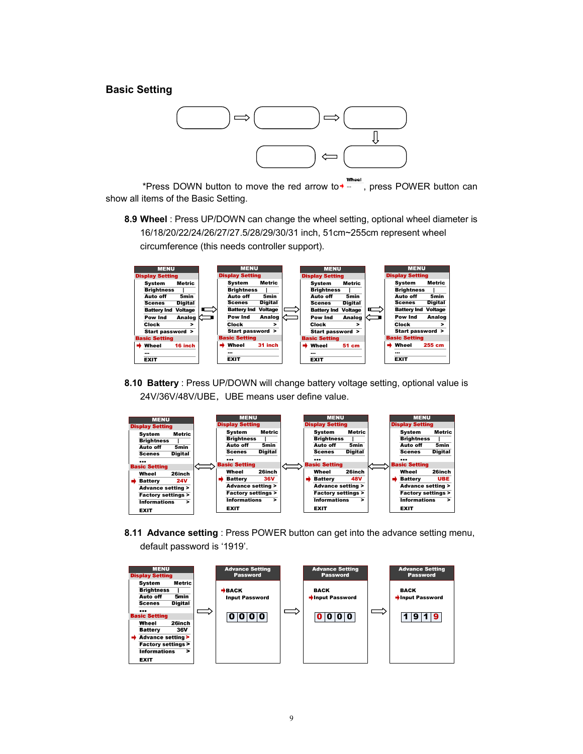## Basic Setting

*Press DOWN button to move the red arrow to ➜ ··· , press POWER button can show all items of the Basic Setting.

**8.9 Wheel** : Press UP/DOWN can change the wheel setting, optional wheel diameter is 16/18/20/22/24/26/27/27.5/28/29/30/31 inch, 51cm~255cm represent wheel circumference (this needs controller support).

| MENU | MENU | MENU | MENU |
|---|---|---|---|
| Display Setting | Display Setting | Display Setting | Display Setting |
| System Metric | System Metric | System Metric | System Metric |
| Brightness \| | Brightness \| | Brightness \| | Brightness \| |
| Auto off 5min | Auto off 5min | Auto off 5min | Auto off 5min |
| Scenes Digital | Scenes Digital | Scenes Digital | Scenes Digital |
| Battery Ind Voltage | Battery Ind Voltage | Battery Ind Voltage | Battery Ind Voltage |
| Pow Ind Analog | Pow Ind Analog | Pow Ind Analog | Pow Ind Analog |
| Clock > | Clock > | Clock > | Clock > |
| Start password > | Start password > | Start password > | Start password > |
| Basic Setting | Basic Setting | Basic Setting | Basic Setting |
| ➜ Wheel 16 inch | ➜ Wheel 31 inch | ➜ Wheel 51 cm | ➜ Wheel 255 cm |
| ... | ... | ... | ... |
| EXIT | EXIT | EXIT | EXIT |

**8.10 Battery** : Press UP/DOWN will change battery voltage setting, optional value is 24V/36V/48V/UBE，UBE means user define value.

| MENU | MENU | MENU | MENU |
|---|---|---|---|
| Display Setting | Display Setting | Display Setting | Display Setting |
| System Metric | System Metric | System Metric | System Metric |
| Brightness \| | Brightness \| | Brightness \| | Brightness \| |
| Auto off 5min | Auto off 5min | Auto off 5min | Auto off 5min |
| Scenes Digital | Scenes Digital | Scenes Digital | Scenes Digital |
| ... | ... | ... | ... |
| Basic Setting | Basic Setting | Basic Setting | Basic Setting |
| Wheel 26inch | Wheel 26inch | Wheel 26inch | Wheel 26inch |
| ➜ Battery 24V | ➜ Battery 36V | ➜ Battery 48V | ➜ Battery UBE |
| Advance setting > | Advance setting > | Advance setting > | Advance setting > |
| Factory settings > | Factory settings > | Factory settings > | Factory settings > |
| Informations > | Informations > | Informations > | Informations > |
| EXIT | EXIT | EXIT | EXIT |

**8.11 Advance setting** : Press POWER button can get into the advance setting menu, default password is '1919'.

| MENU | Advance Setting Password | Advance Setting Password | Advance Setting Password |
|---|---|---|---|
| Display Setting | ➜ BACK | BACK | BACK |
| System Metric | Input Password | ➜ Input Password | ➜ Input Password |
| Brightness \| | 0 0 0 0 | 0 0 0 0 | 1 9 1 9 |
| Auto off 5min | | | |
| Scenes Digital | | | |
| ... | | | |
| Basic Setting | | | |
| Wheel 26inch | | | |
| Battery 36V | | | |
| ➜ Advance setting > | | | |
| Factory settings > | | | |
| Informations > | | | |
| EXIT | | | |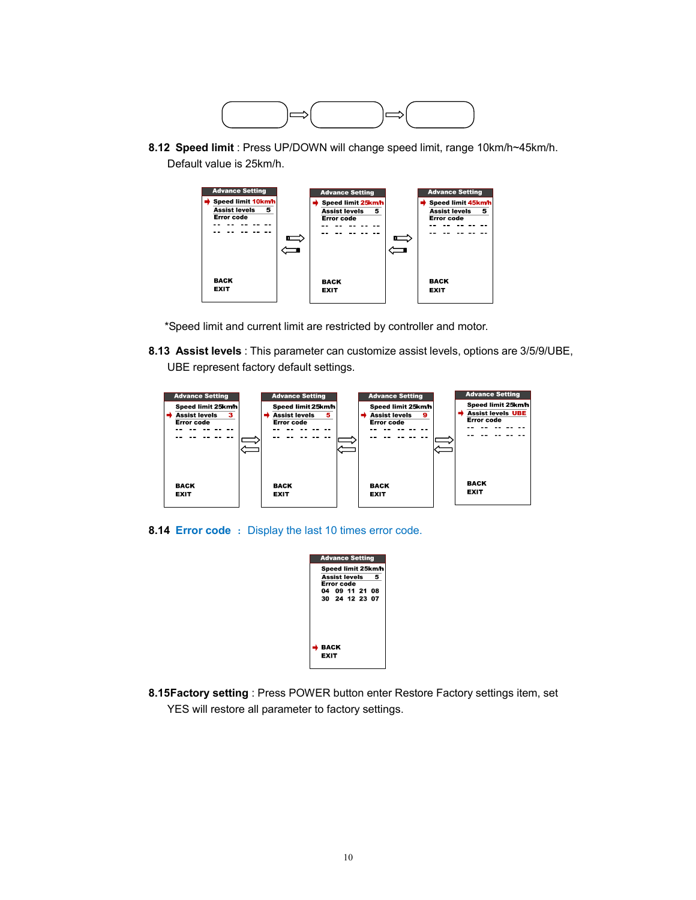**8.12 Speed limit** : Press UP/DOWN will change speed limit, range 10km/h~45km/h. Default value is 25km/h.

| Advance Setting | Advance Setting | Advance Setting |
|---|---|---|
| ➜ Speed limit 10km/h | ➜ Speed limit 25km/h | ➜ Speed limit 45km/h |
| Assist levels 5 | Assist levels 5 | Assist levels 5 |
| Error code | Error code | Error code |
| -- -- -- -- -- | -- -- -- -- -- | -- -- -- -- -- |
| -- -- -- -- -- | -- -- -- -- -- | -- -- -- -- -- |
| BACK | BACK | BACK |
| EXIT | EXIT | EXIT |

*Speed limit and current limit are restricted by controller and motor.

**8.13 Assist levels** : This parameter can customize assist levels, options are 3/5/9/UBE, UBE represent factory default settings.

| Advance Setting | Advance Setting | Advance Setting | Advance Setting |
|---|---|---|---|
| Speed limit 25km/h | Speed limit 25km/h | Speed limit 25km/h | Speed limit 25km/h |
| ➜ Assist levels 3 | ➜ Assist levels 5 | ➜ Assist levels 9 | ➜ Assist levels UBE |
| Error code | Error code | Error code | Error code |
| -- -- -- -- -- | -- -- -- -- -- | -- -- -- -- -- | -- -- -- -- -- |
| -- -- -- -- -- | -- -- -- -- -- | -- -- -- -- -- | -- -- -- -- -- |
| BACK | BACK | BACK | BACK |
| EXIT | EXIT | EXIT | EXIT |

**8.14 Error code** : Display the last 10 times error code.

| Advance Setting |
|---|
| Speed limit 25km/h |
| Assist levels 5 |
| Error code |
| 04 09 11 21 08 |
| 30 24 12 23 07 |
| ➜ BACK |
| EXIT |

**8.15Factory setting** : Press POWER button enter Restore Factory settings item, set YES will restore all parameter to factory settings.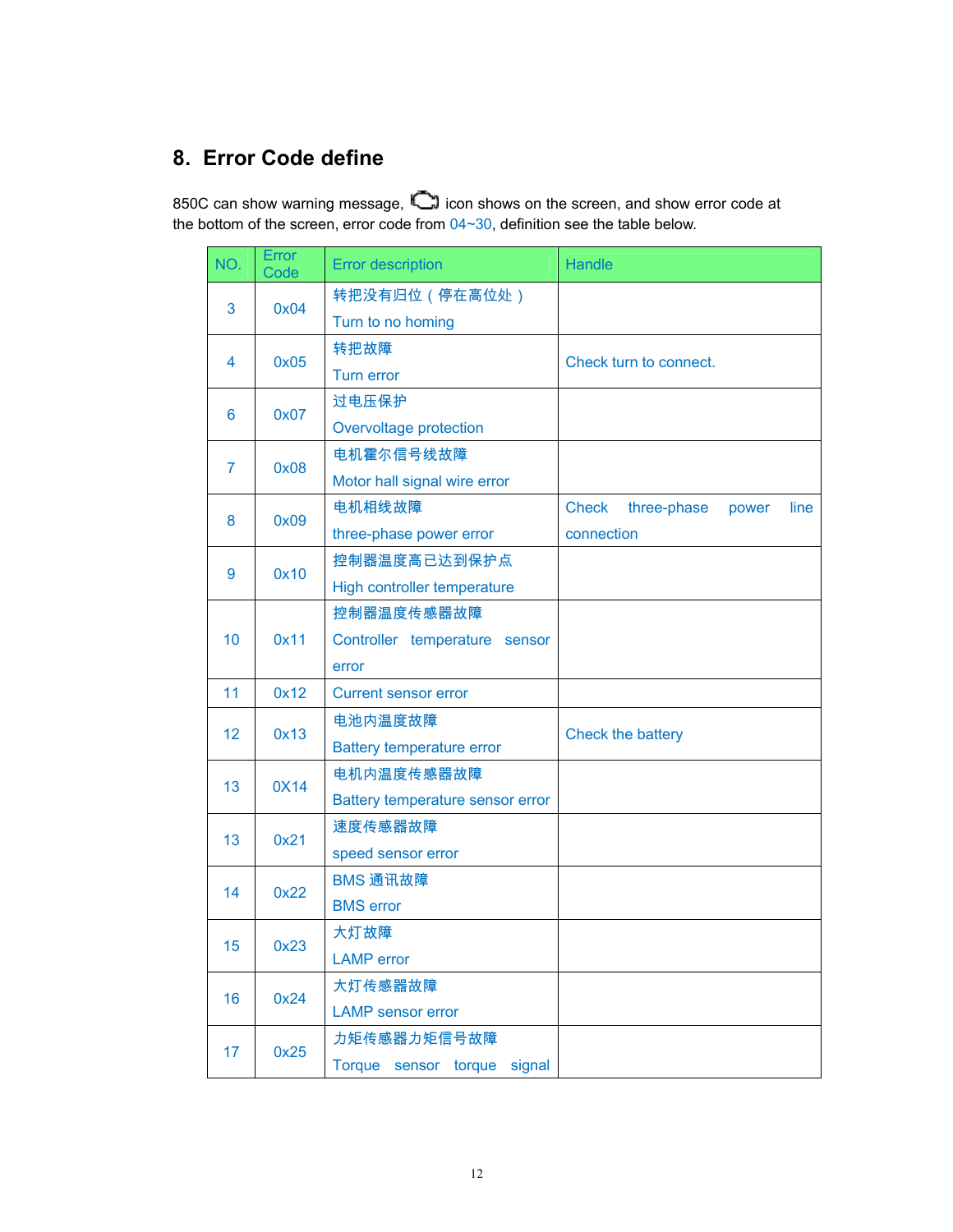## 8. Error Code define

850C can show warning message, icon shows on the screen, and show error code at the bottom of the screen, error code from 04~30, definition see the table below.

| NO. | Error Code | Error description | Handle |
|---|---|---|---|
| 3 | 0x04 | 转把没有归位（停在高位处）<br>Turn to no homing | |
| 4 | 0x05 | 转把故障<br>Turn error | Check turn to connect. |
| 6 | 0x07 | 过电压保护<br>Overvoltage protection | |
| 7 | 0x08 | 电机霍尔信号线故障<br>Motor hall signal wire error | |
| 8 | 0x09 | 电机相线故障<br>three-phase power error | Check three-phase power line connection |
| 9 | 0x10 | 控制器温度高已达到保护点<br>High controller temperature | |
| 10 | 0x11 | 控制器温度传感器故障<br>Controller temperature sensor error | |
| 11 | 0x12 | Current sensor error | |
| 12 | 0x13 | 电池内温度故障<br>Battery temperature error | Check the battery |
| 13 | 0X14 | 电机内温度传感器故障<br>Battery temperature sensor error | |
| 13 | 0x21 | 速度传感器故障<br>speed sensor error | |
| 14 | 0x22 | BMS 通讯故障<br>BMS error | |
| 15 | 0x23 | 大灯故障<br>LAMP error | |
| 16 | 0x24 | 大灯传感器故障<br>LAMP sensor error | |
| 17 | 0x25 | 力矩传感器力矩信号故障<br>Torque sensor torque signal | |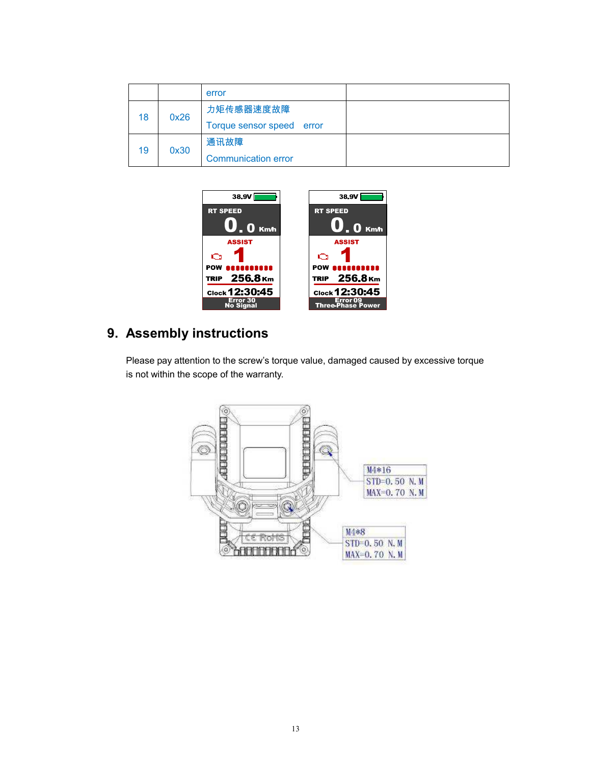|  |  | error |  |
|---|---|---|---|
| 18 | 0x26 | 力矩传感器速度故障<br>Torque sensor speed error |  |
| 19 | 0x30 | 通讯故障<br>Communication error |  |

## 9. Assembly instructions

Please pay attention to the screw's torque value, damaged caused by excessive torque is not within the scope of the warranty.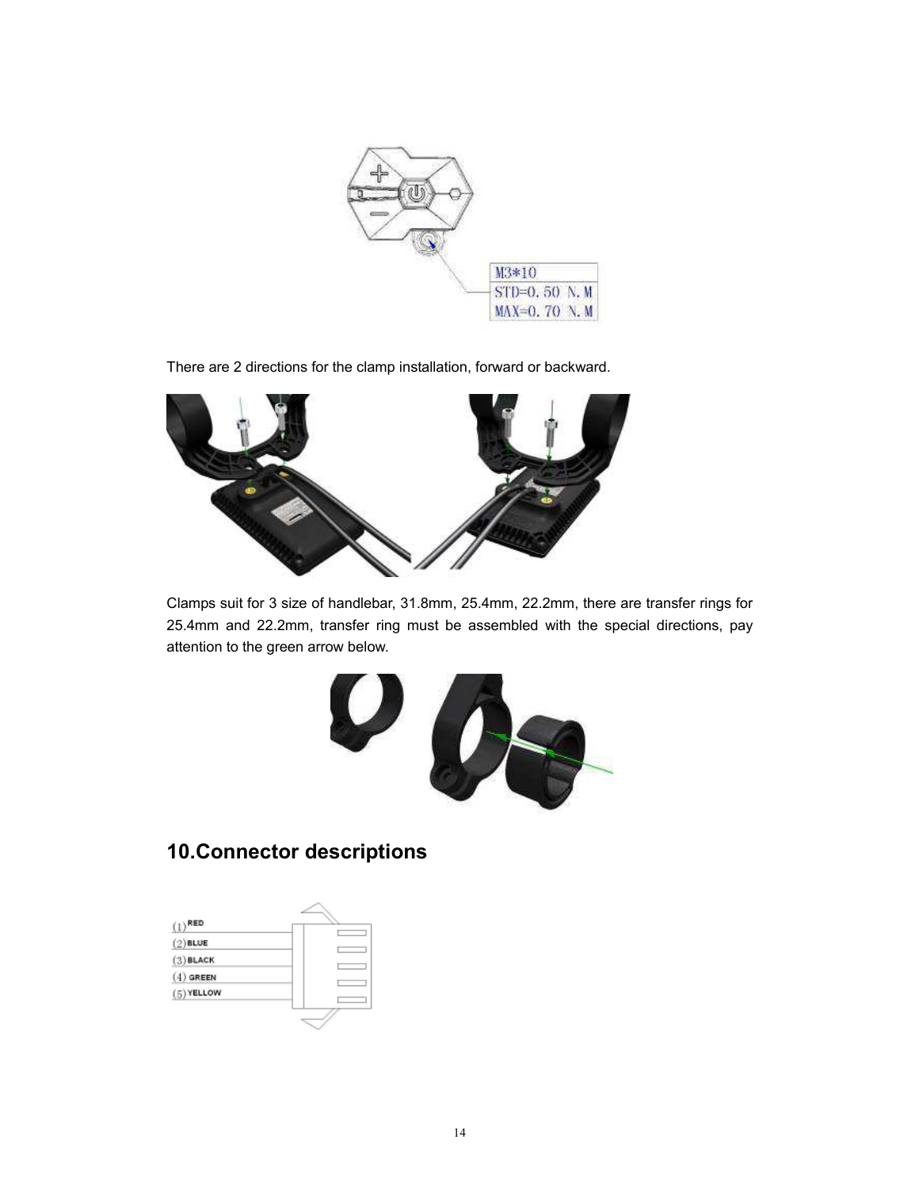There are 2 directions for the clamp installation, forward or backward.

Clamps suit for 3 size of handlebar, 31.8mm, 25.4mm, 22.2mm, there are transfer rings for 25.4mm and 22.2mm, transfer ring must be assembled with the special directions, pay attention to the green arrow below.

## 10.Connector descriptions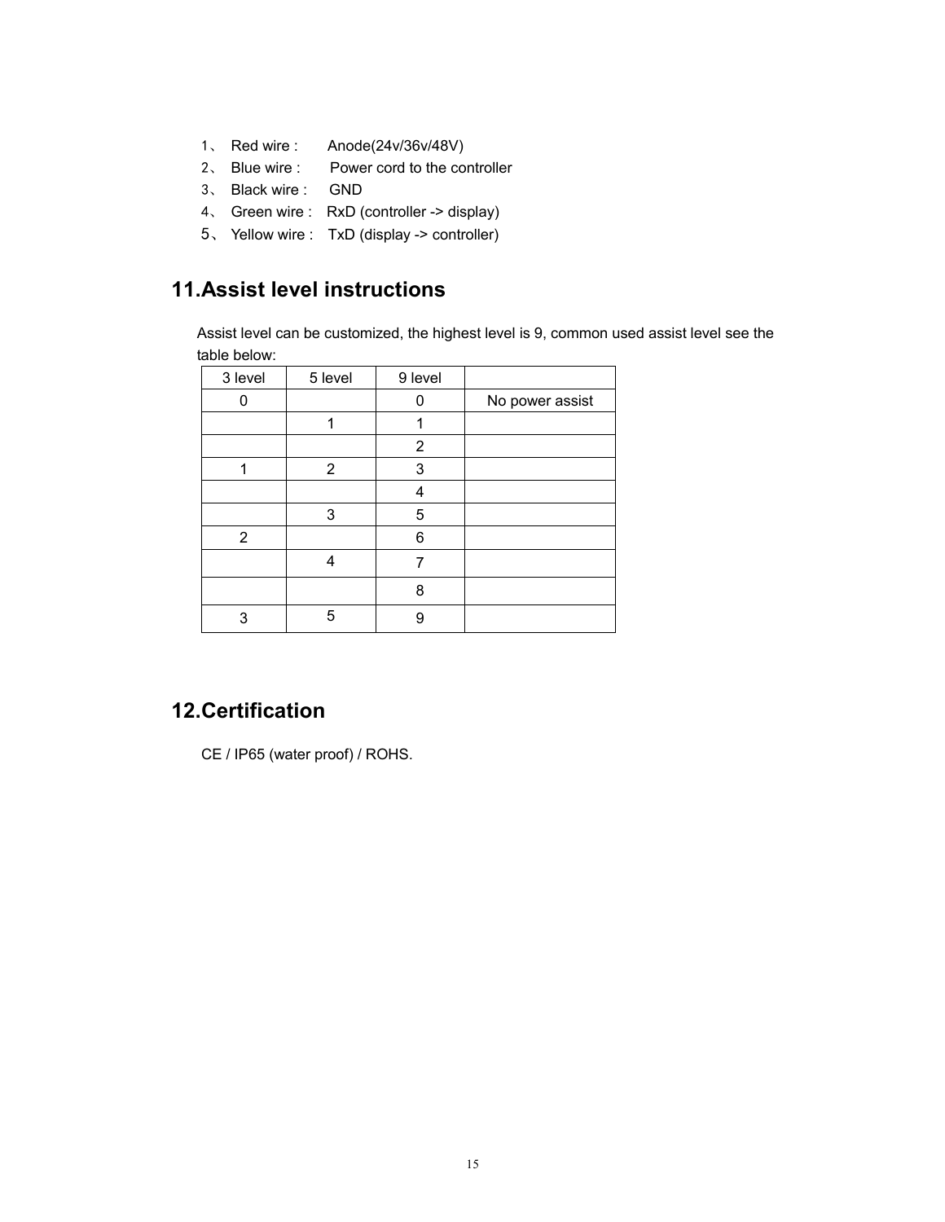1、 Red wire : Anode(24v/36v/48V)

2、 Blue wire : Power cord to the controller

3、 Black wire : GND

4、 Green wire : RxD (controller -> display)

5、 Yellow wire : TxD (display -> controller)

## 11.Assist level instructions

Assist level can be customized, the highest level is 9, common used assist level see the table below:

| 3 level | 5 level | 9 level | |
|---|---|---|---|
| 0 | | 0 | No power assist |
| | 1 | 1 | |
| | | 2 | |
| 1 | 2 | 3 | |
| | | 4 | |
| | 3 | 5 | |
| 2 | | 6 | |
| | 4 | 7 | |
| | | 8 | |
| 3 | 5 | 9 | |

## 12.Certification

CE / IP65 (water proof) / ROHS.